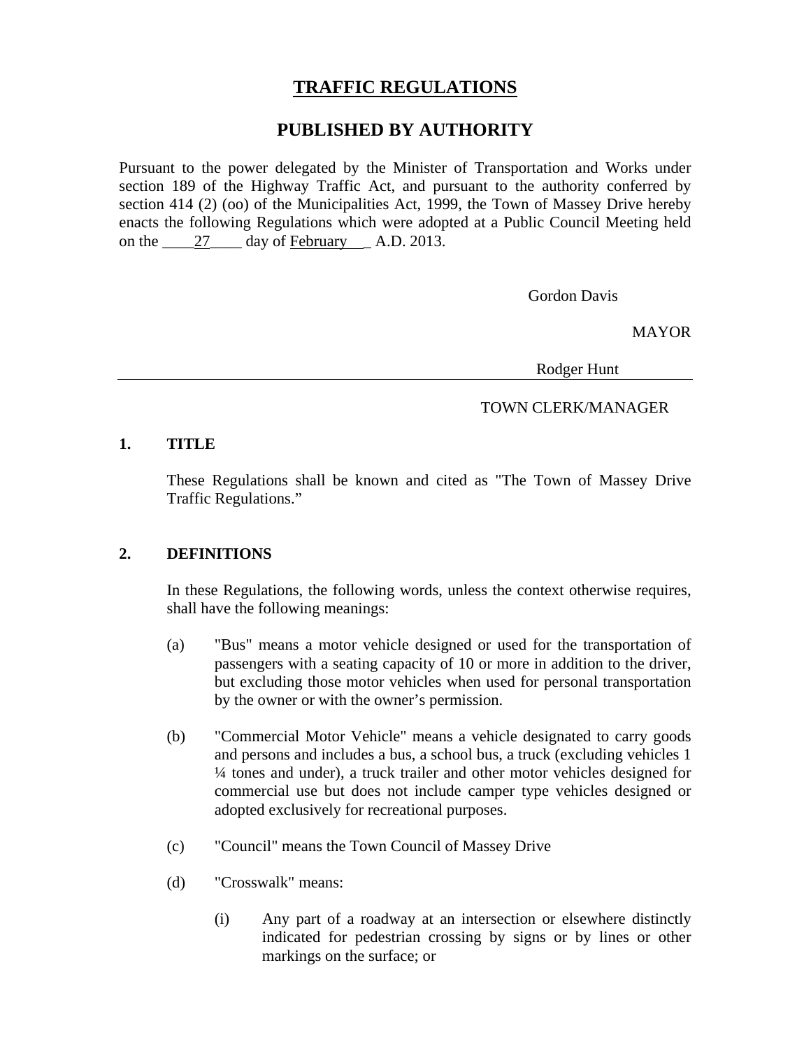# TRAFFIC REGULATIONS

## PUBLISHED BY AUTHORITY

Pursuant to the power delegated by the Minister of Transportation and Works under section 189 of the Highway Traffic Act, and pursuant to the authority conferred by section 414 (2) (oo) of the Municipalities Act, 1999, the Town of Massey Drive hereby enacts the following Regulations which were adopted at a Public Council Meeting held on the 27 day of February A.D. 2013.

Gordon Davis

MAYOR

Rodger Hunt

TOWN CLERK/MANAGER

**1. TITLE**

These Regulations shall be known and cited as "The Town of Massey Drive Traffic Regulations."

**2. DEFINITIONS**

In these Regulations, the following words, unless the context otherwise requires, shall have the following meanings:

(a) "Bus" means a motor vehicle designed or used for the transportation of passengers with a seating capacity of 10 or more in addition to the driver, but excluding those motor vehicles when used for personal transportation by the owner or with the owner's permission.

(b) "Commercial Motor Vehicle" means a vehicle designated to carry goods and persons and includes a bus, a school bus, a truck (excluding vehicles 1 ¼ tones and under), a truck trailer and other motor vehicles designed for commercial use but does not include camper type vehicles designed or adopted exclusively for recreational purposes.

(c) "Council" means the Town Council of Massey Drive

(d) "Crosswalk" means:

(i) Any part of a roadway at an intersection or elsewhere distinctly indicated for pedestrian crossing by signs or by lines or other markings on the surface; or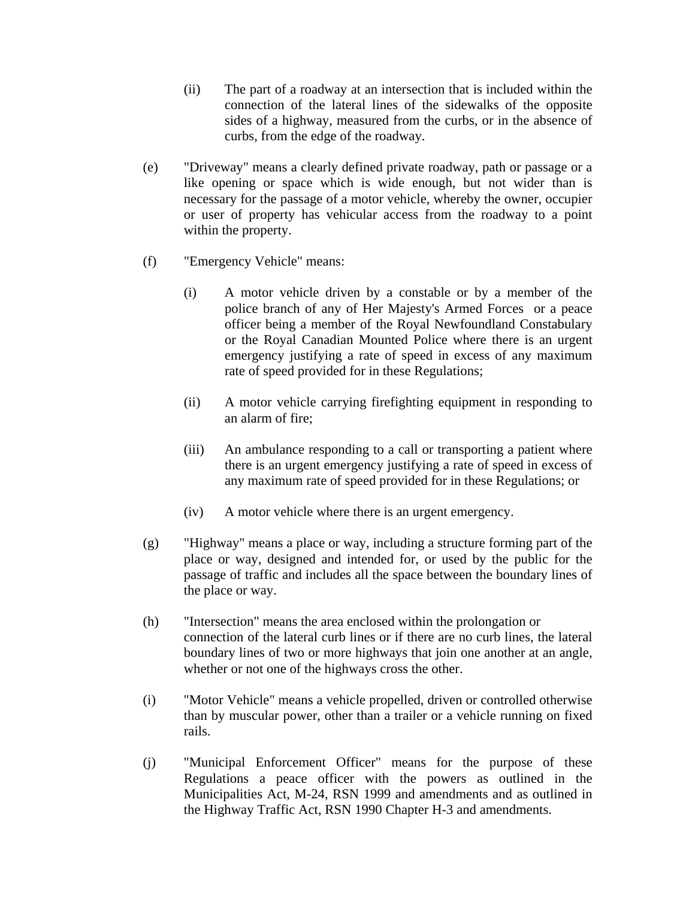(ii) The part of a roadway at an intersection that is included within the connection of the lateral lines of the sidewalks of the opposite sides of a highway, measured from the curbs, or in the absence of curbs, from the edge of the roadway.

(e) "Driveway" means a clearly defined private roadway, path or passage or a like opening or space which is wide enough, but not wider than is necessary for the passage of a motor vehicle, whereby the owner, occupier or user of property has vehicular access from the roadway to a point within the property.

(f) "Emergency Vehicle" means:

(i) A motor vehicle driven by a constable or by a member of the police branch of any of Her Majesty's Armed Forces or a peace officer being a member of the Royal Newfoundland Constabulary or the Royal Canadian Mounted Police where there is an urgent emergency justifying a rate of speed in excess of any maximum rate of speed provided for in these Regulations;

(ii) A motor vehicle carrying firefighting equipment in responding to an alarm of fire;

(iii) An ambulance responding to a call or transporting a patient where there is an urgent emergency justifying a rate of speed in excess of any maximum rate of speed provided for in these Regulations; or

(iv) A motor vehicle where there is an urgent emergency.

(g) "Highway" means a place or way, including a structure forming part of the place or way, designed and intended for, or used by the public for the passage of traffic and includes all the space between the boundary lines of the place or way.

(h) "Intersection" means the area enclosed within the prolongation or connection of the lateral curb lines or if there are no curb lines, the lateral boundary lines of two or more highways that join one another at an angle, whether or not one of the highways cross the other.

(i) "Motor Vehicle" means a vehicle propelled, driven or controlled otherwise than by muscular power, other than a trailer or a vehicle running on fixed rails.

(j) "Municipal Enforcement Officer" means for the purpose of these Regulations a peace officer with the powers as outlined in the Municipalities Act, M-24, RSN 1999 and amendments and as outlined in the Highway Traffic Act, RSN 1990 Chapter H-3 and amendments.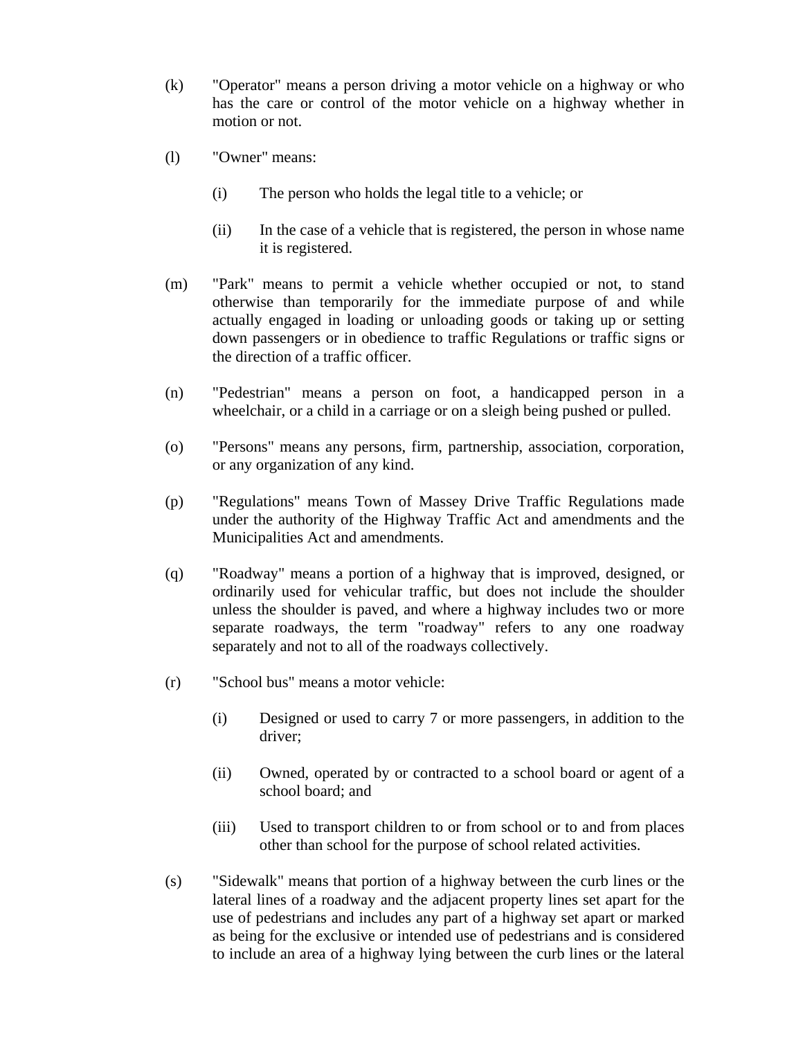(k) "Operator" means a person driving a motor vehicle on a highway or who has the care or control of the motor vehicle on a highway whether in motion or not.

(l) "Owner" means:

   (i) The person who holds the legal title to a vehicle; or

   (ii) In the case of a vehicle that is registered, the person in whose name it is registered.

(m) "Park" means to permit a vehicle whether occupied or not, to stand otherwise than temporarily for the immediate purpose of and while actually engaged in loading or unloading goods or taking up or setting down passengers or in obedience to traffic Regulations or traffic signs or the direction of a traffic officer.

(n) "Pedestrian" means a person on foot, a handicapped person in a wheelchair, or a child in a carriage or on a sleigh being pushed or pulled.

(o) "Persons" means any persons, firm, partnership, association, corporation, or any organization of any kind.

(p) "Regulations" means Town of Massey Drive Traffic Regulations made under the authority of the Highway Traffic Act and amendments and the Municipalities Act and amendments.

(q) "Roadway" means a portion of a highway that is improved, designed, or ordinarily used for vehicular traffic, but does not include the shoulder unless the shoulder is paved, and where a highway includes two or more separate roadways, the term "roadway" refers to any one roadway separately and not to all of the roadways collectively.

(r) "School bus" means a motor vehicle:

   (i) Designed or used to carry 7 or more passengers, in addition to the driver;

   (ii) Owned, operated by or contracted to a school board or agent of a school board; and

   (iii) Used to transport children to or from school or to and from places other than school for the purpose of school related activities.

(s) "Sidewalk" means that portion of a highway between the curb lines or the lateral lines of a roadway and the adjacent property lines set apart for the use of pedestrians and includes any part of a highway set apart or marked as being for the exclusive or intended use of pedestrians and is considered to include an area of a highway lying between the curb lines or the lateral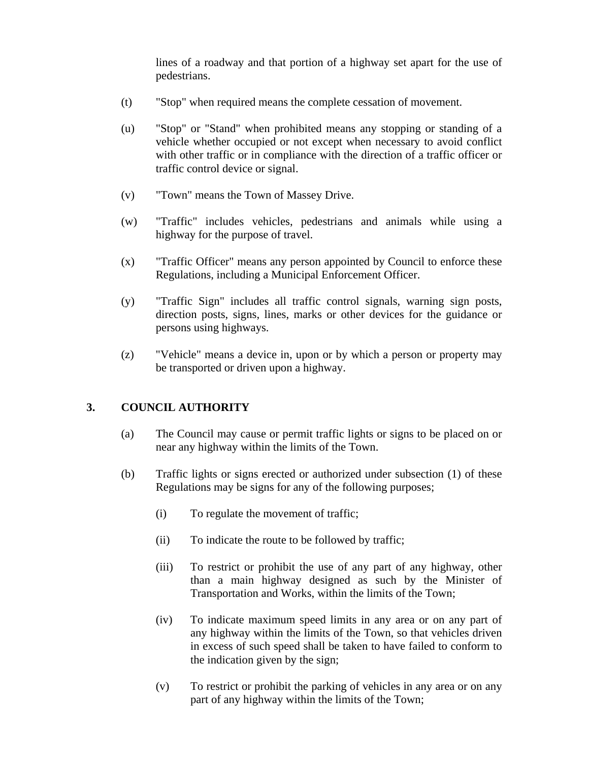lines of a roadway and that portion of a highway set apart for the use of pedestrians.

(t) "Stop" when required means the complete cessation of movement.

(u) "Stop" or "Stand" when prohibited means any stopping or standing of a vehicle whether occupied or not except when necessary to avoid conflict with other traffic or in compliance with the direction of a traffic officer or traffic control device or signal.

(v) "Town" means the Town of Massey Drive.

(w) "Traffic" includes vehicles, pedestrians and animals while using a highway for the purpose of travel.

(x) "Traffic Officer" means any person appointed by Council to enforce these Regulations, including a Municipal Enforcement Officer.

(y) "Traffic Sign" includes all traffic control signals, warning sign posts, direction posts, signs, lines, marks or other devices for the guidance or persons using highways.

(z) "Vehicle" means a device in, upon or by which a person or property may be transported or driven upon a highway.

## 3. COUNCIL AUTHORITY

(a) The Council may cause or permit traffic lights or signs to be placed on or near any highway within the limits of the Town.

(b) Traffic lights or signs erected or authorized under subsection (1) of these Regulations may be signs for any of the following purposes;

(i) To regulate the movement of traffic;

(ii) To indicate the route to be followed by traffic;

(iii) To restrict or prohibit the use of any part of any highway, other than a main highway designed as such by the Minister of Transportation and Works, within the limits of the Town;

(iv) To indicate maximum speed limits in any area or on any part of any highway within the limits of the Town, so that vehicles driven in excess of such speed shall be taken to have failed to conform to the indication given by the sign;

(v) To restrict or prohibit the parking of vehicles in any area or on any part of any highway within the limits of the Town;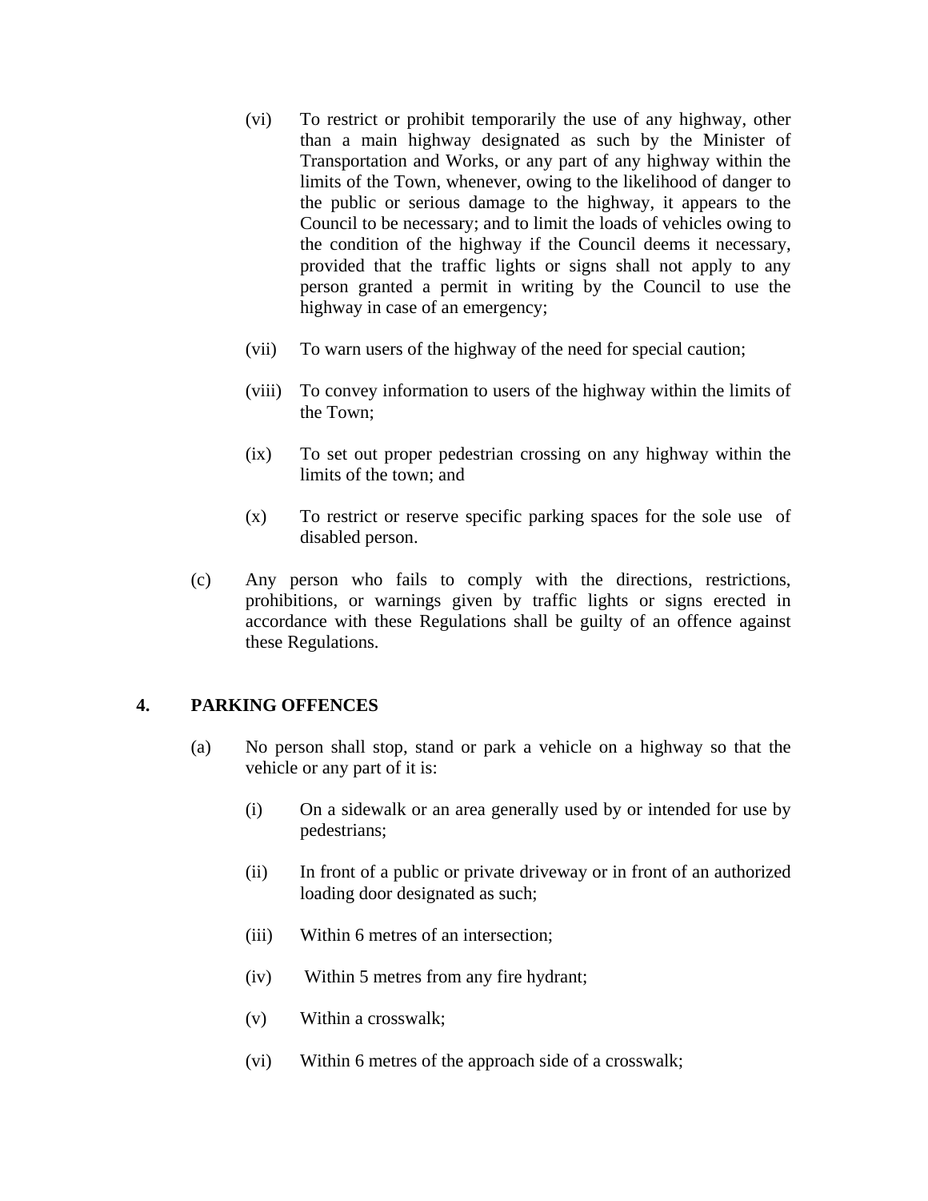(vi) To restrict or prohibit temporarily the use of any highway, other than a main highway designated as such by the Minister of Transportation and Works, or any part of any highway within the limits of the Town, whenever, owing to the likelihood of danger to the public or serious damage to the highway, it appears to the Council to be necessary; and to limit the loads of vehicles owing to the condition of the highway if the Council deems it necessary, provided that the traffic lights or signs shall not apply to any person granted a permit in writing by the Council to use the highway in case of an emergency;

(vii) To warn users of the highway of the need for special caution;

(viii) To convey information to users of the highway within the limits of the Town;

(ix) To set out proper pedestrian crossing on any highway within the limits of the town; and

(x) To restrict or reserve specific parking spaces for the sole use of disabled person.

(c) Any person who fails to comply with the directions, restrictions, prohibitions, or warnings given by traffic lights or signs erected in accordance with these Regulations shall be guilty of an offence against these Regulations.

## 4. PARKING OFFENCES

(a) No person shall stop, stand or park a vehicle on a highway so that the vehicle or any part of it is:

(i) On a sidewalk or an area generally used by or intended for use by pedestrians;

(ii) In front of a public or private driveway or in front of an authorized loading door designated as such;

(iii) Within 6 metres of an intersection;

(iv) Within 5 metres from any fire hydrant;

(v) Within a crosswalk;

(vi) Within 6 metres of the approach side of a crosswalk;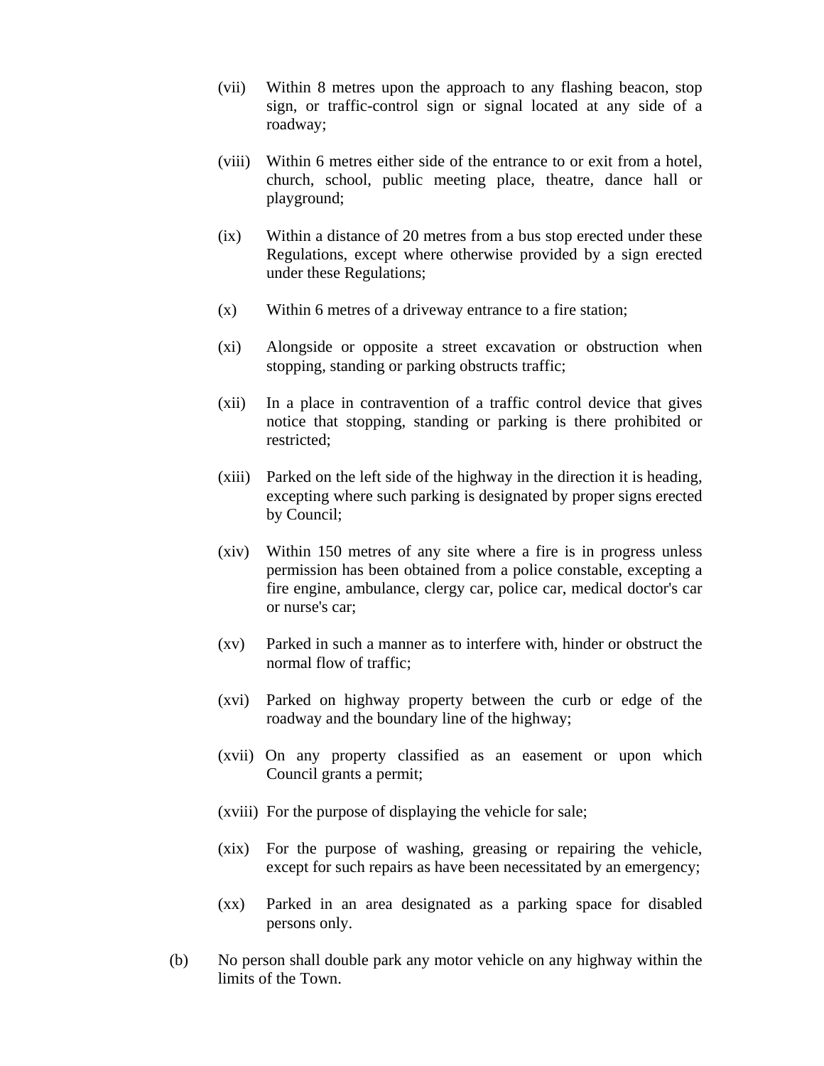(vii) Within 8 metres upon the approach to any flashing beacon, stop sign, or traffic-control sign or signal located at any side of a roadway;

(viii) Within 6 metres either side of the entrance to or exit from a hotel, church, school, public meeting place, theatre, dance hall or playground;

(ix) Within a distance of 20 metres from a bus stop erected under these Regulations, except where otherwise provided by a sign erected under these Regulations;

(x) Within 6 metres of a driveway entrance to a fire station;

(xi) Alongside or opposite a street excavation or obstruction when stopping, standing or parking obstructs traffic;

(xii) In a place in contravention of a traffic control device that gives notice that stopping, standing or parking is there prohibited or restricted;

(xiii) Parked on the left side of the highway in the direction it is heading, excepting where such parking is designated by proper signs erected by Council;

(xiv) Within 150 metres of any site where a fire is in progress unless permission has been obtained from a police constable, excepting a fire engine, ambulance, clergy car, police car, medical doctor's car or nurse's car;

(xv) Parked in such a manner as to interfere with, hinder or obstruct the normal flow of traffic;

(xvi) Parked on highway property between the curb or edge of the roadway and the boundary line of the highway;

(xvii) On any property classified as an easement or upon which Council grants a permit;

(xviii) For the purpose of displaying the vehicle for sale;

(xix) For the purpose of washing, greasing or repairing the vehicle, except for such repairs as have been necessitated by an emergency;

(xx) Parked in an area designated as a parking space for disabled persons only.

(b) No person shall double park any motor vehicle on any highway within the limits of the Town.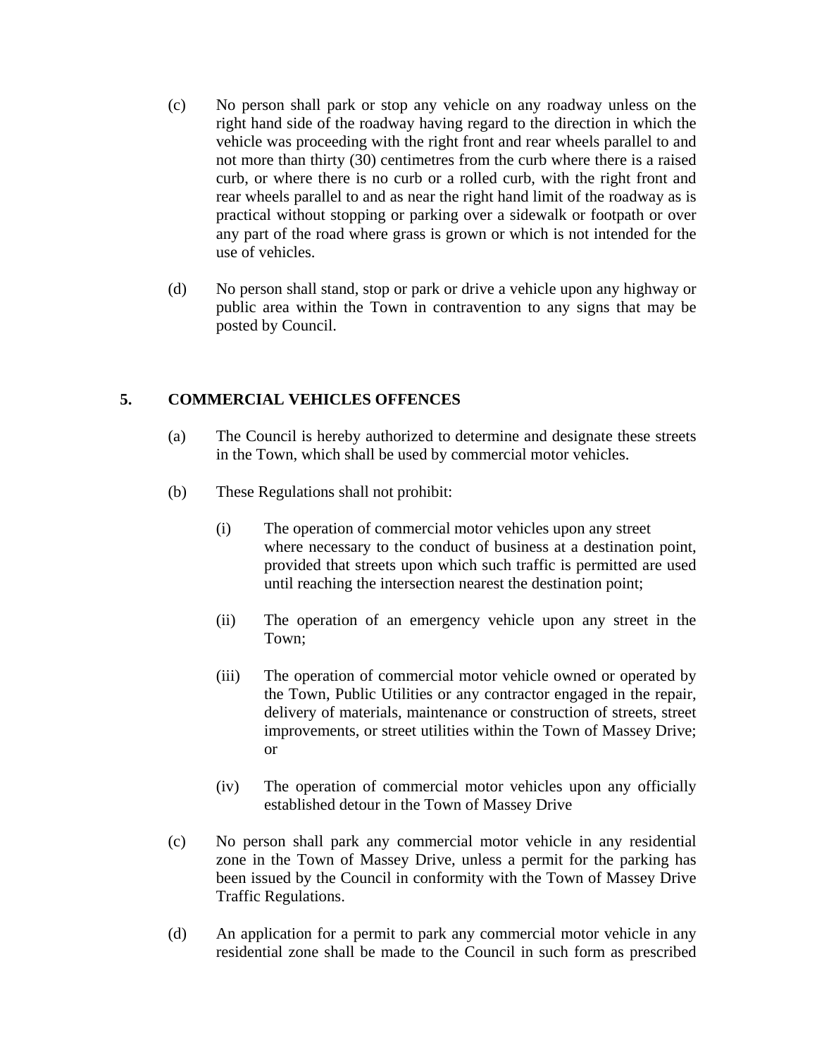(c) No person shall park or stop any vehicle on any roadway unless on the right hand side of the roadway having regard to the direction in which the vehicle was proceeding with the right front and rear wheels parallel to and not more than thirty (30) centimetres from the curb where there is a raised curb, or where there is no curb or a rolled curb, with the right front and rear wheels parallel to and as near the right hand limit of the roadway as is practical without stopping or parking over a sidewalk or footpath or over any part of the road where grass is grown or which is not intended for the use of vehicles.

(d) No person shall stand, stop or park or drive a vehicle upon any highway or public area within the Town in contravention to any signs that may be posted by Council.

## 5. COMMERCIAL VEHICLES OFFENCES

(a) The Council is hereby authorized to determine and designate these streets in the Town, which shall be used by commercial motor vehicles.

(b) These Regulations shall not prohibit:

(i) The operation of commercial motor vehicles upon any street where necessary to the conduct of business at a destination point, provided that streets upon which such traffic is permitted are used until reaching the intersection nearest the destination point;

(ii) The operation of an emergency vehicle upon any street in the Town;

(iii) The operation of commercial motor vehicle owned or operated by the Town, Public Utilities or any contractor engaged in the repair, delivery of materials, maintenance or construction of streets, street improvements, or street utilities within the Town of Massey Drive; or

(iv) The operation of commercial motor vehicles upon any officially established detour in the Town of Massey Drive

(c) No person shall park any commercial motor vehicle in any residential zone in the Town of Massey Drive, unless a permit for the parking has been issued by the Council in conformity with the Town of Massey Drive Traffic Regulations.

(d) An application for a permit to park any commercial motor vehicle in any residential zone shall be made to the Council in such form as prescribed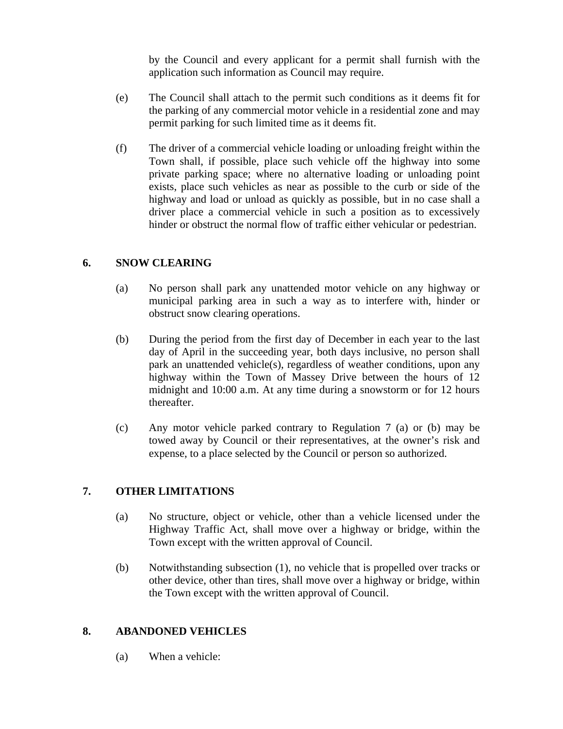by the Council and every applicant for a permit shall furnish with the application such information as Council may require.

(e) The Council shall attach to the permit such conditions as it deems fit for the parking of any commercial motor vehicle in a residential zone and may permit parking for such limited time as it deems fit.

(f) The driver of a commercial vehicle loading or unloading freight within the Town shall, if possible, place such vehicle off the highway into some private parking space; where no alternative loading or unloading point exists, place such vehicles as near as possible to the curb or side of the highway and load or unload as quickly as possible, but in no case shall a driver place a commercial vehicle in such a position as to excessively hinder or obstruct the normal flow of traffic either vehicular or pedestrian.

## 6. SNOW CLEARING

(a) No person shall park any unattended motor vehicle on any highway or municipal parking area in such a way as to interfere with, hinder or obstruct snow clearing operations.

(b) During the period from the first day of December in each year to the last day of April in the succeeding year, both days inclusive, no person shall park an unattended vehicle(s), regardless of weather conditions, upon any highway within the Town of Massey Drive between the hours of 12 midnight and 10:00 a.m. At any time during a snowstorm or for 12 hours thereafter.

(c) Any motor vehicle parked contrary to Regulation 7 (a) or (b) may be towed away by Council or their representatives, at the owner's risk and expense, to a place selected by the Council or person so authorized.

## 7. OTHER LIMITATIONS

(a) No structure, object or vehicle, other than a vehicle licensed under the Highway Traffic Act, shall move over a highway or bridge, within the Town except with the written approval of Council.

(b) Notwithstanding subsection (1), no vehicle that is propelled over tracks or other device, other than tires, shall move over a highway or bridge, within the Town except with the written approval of Council.

## 8. ABANDONED VEHICLES

(a) When a vehicle: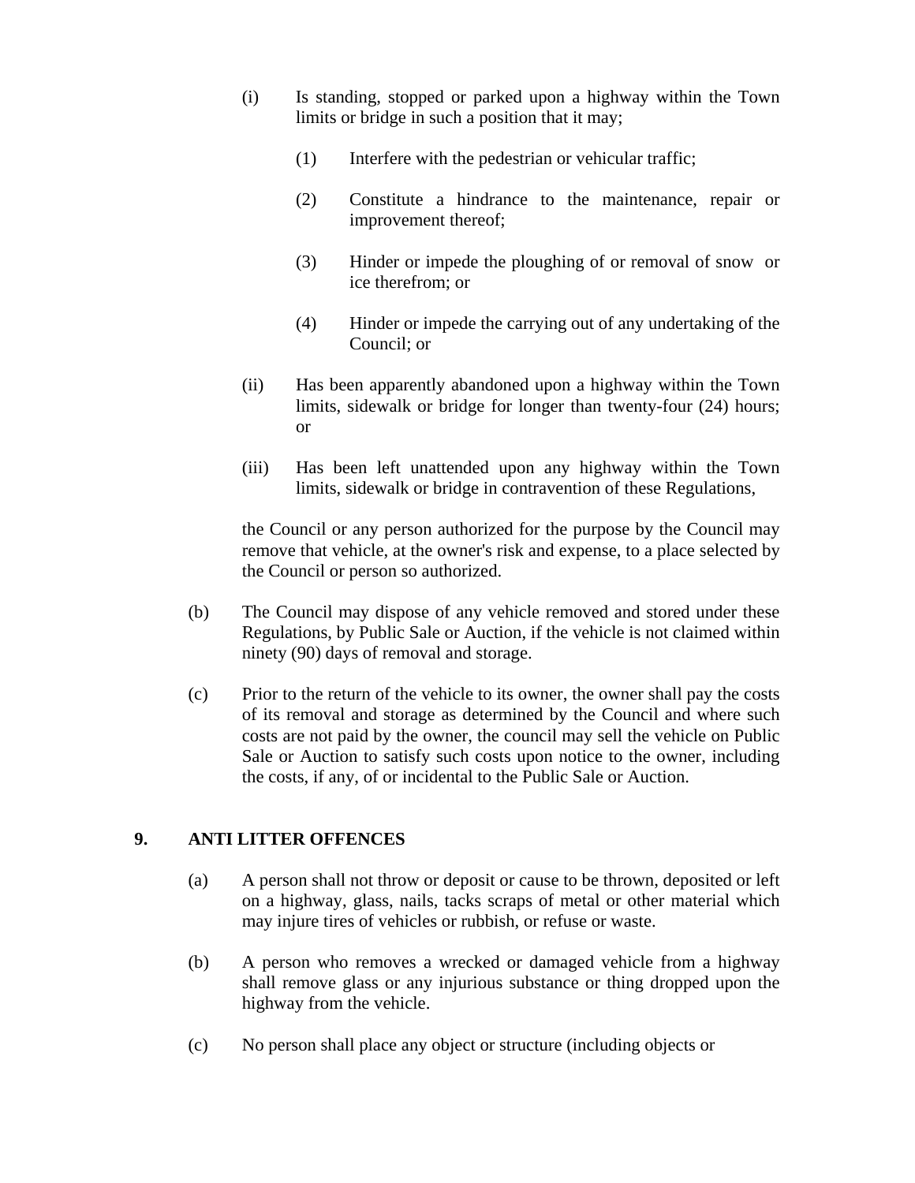(i) Is standing, stopped or parked upon a highway within the Town limits or bridge in such a position that it may;

   (1) Interfere with the pedestrian or vehicular traffic;

   (2) Constitute a hindrance to the maintenance, repair or improvement thereof;

   (3) Hinder or impede the ploughing of or removal of snow or ice therefrom; or

   (4) Hinder or impede the carrying out of any undertaking of the Council; or

(ii) Has been apparently abandoned upon a highway within the Town limits, sidewalk or bridge for longer than twenty-four (24) hours; or

(iii) Has been left unattended upon any highway within the Town limits, sidewalk or bridge in contravention of these Regulations,

the Council or any person authorized for the purpose by the Council may remove that vehicle, at the owner's risk and expense, to a place selected by the Council or person so authorized.

(b) The Council may dispose of any vehicle removed and stored under these Regulations, by Public Sale or Auction, if the vehicle is not claimed within ninety (90) days of removal and storage.

(c) Prior to the return of the vehicle to its owner, the owner shall pay the costs of its removal and storage as determined by the Council and where such costs are not paid by the owner, the council may sell the vehicle on Public Sale or Auction to satisfy such costs upon notice to the owner, including the costs, if any, of or incidental to the Public Sale or Auction.

## 9. ANTI LITTER OFFENCES

(a) A person shall not throw or deposit or cause to be thrown, deposited or left on a highway, glass, nails, tacks scraps of metal or other material which may injure tires of vehicles or rubbish, or refuse or waste.

(b) A person who removes a wrecked or damaged vehicle from a highway shall remove glass or any injurious substance or thing dropped upon the highway from the vehicle.

(c) No person shall place any object or structure (including objects or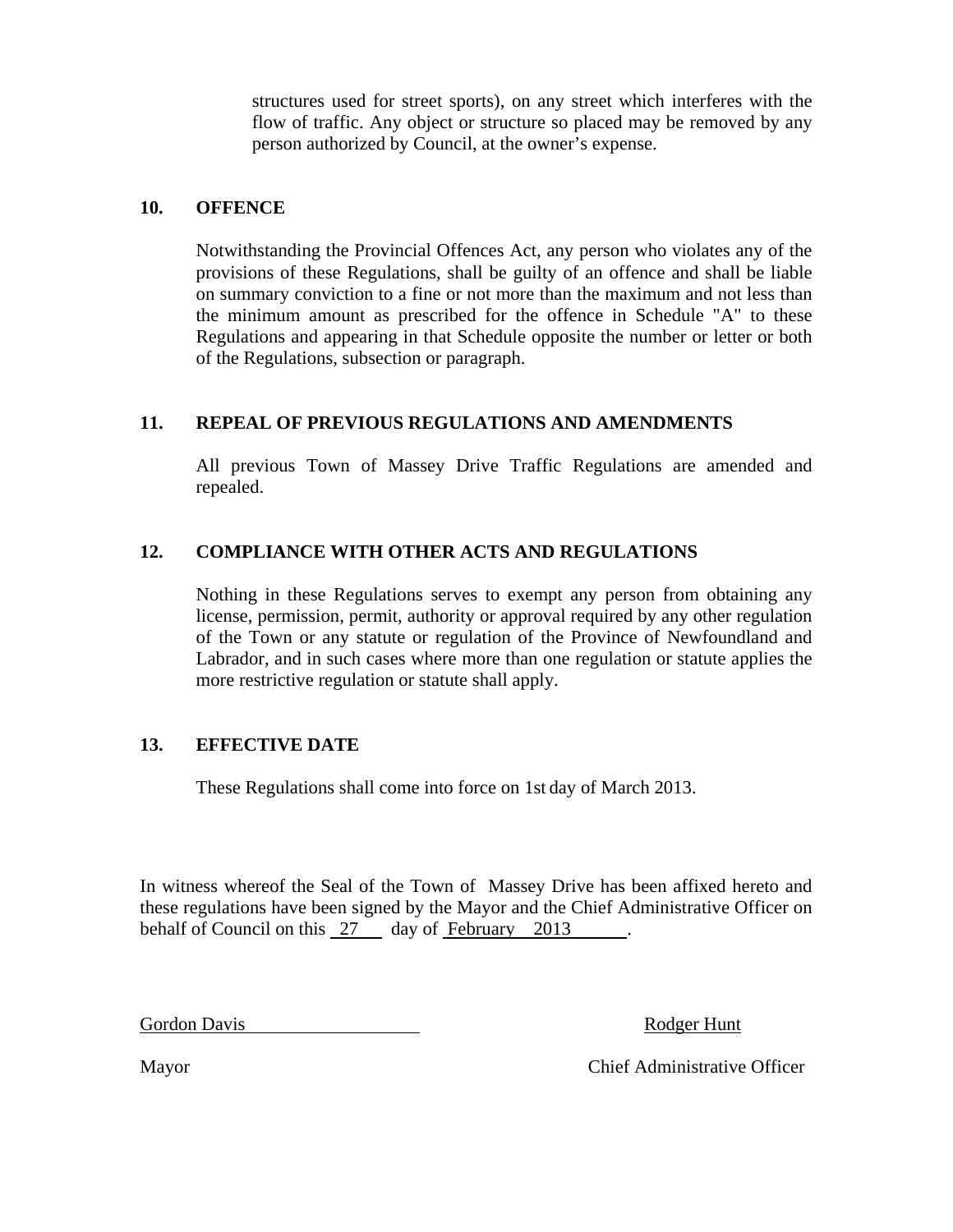structures used for street sports), on any street which interferes with the flow of traffic. Any object or structure so placed may be removed by any person authorized by Council, at the owner's expense.

## 10. OFFENCE

Notwithstanding the Provincial Offences Act, any person who violates any of the provisions of these Regulations, shall be guilty of an offence and shall be liable on summary conviction to a fine or not more than the maximum and not less than the minimum amount as prescribed for the offence in Schedule "A" to these Regulations and appearing in that Schedule opposite the number or letter or both of the Regulations, subsection or paragraph.

## 11. REPEAL OF PREVIOUS REGULATIONS AND AMENDMENTS

All previous Town of Massey Drive Traffic Regulations are amended and repealed.

## 12. COMPLIANCE WITH OTHER ACTS AND REGULATIONS

Nothing in these Regulations serves to exempt any person from obtaining any license, permission, permit, authority or approval required by any other regulation of the Town or any statute or regulation of the Province of Newfoundland and Labrador, and in such cases where more than one regulation or statute applies the more restrictive regulation or statute shall apply.

## 13. EFFECTIVE DATE

These Regulations shall come into force on 1st day of March 2013.

In witness whereof the Seal of the Town of Massey Drive has been affixed hereto and these regulations have been signed by the Mayor and the Chief Administrative Officer on behalf of Council on this 27 day of February 2013.

Gordon Davis
Mayor

Rodger Hunt
Chief Administrative Officer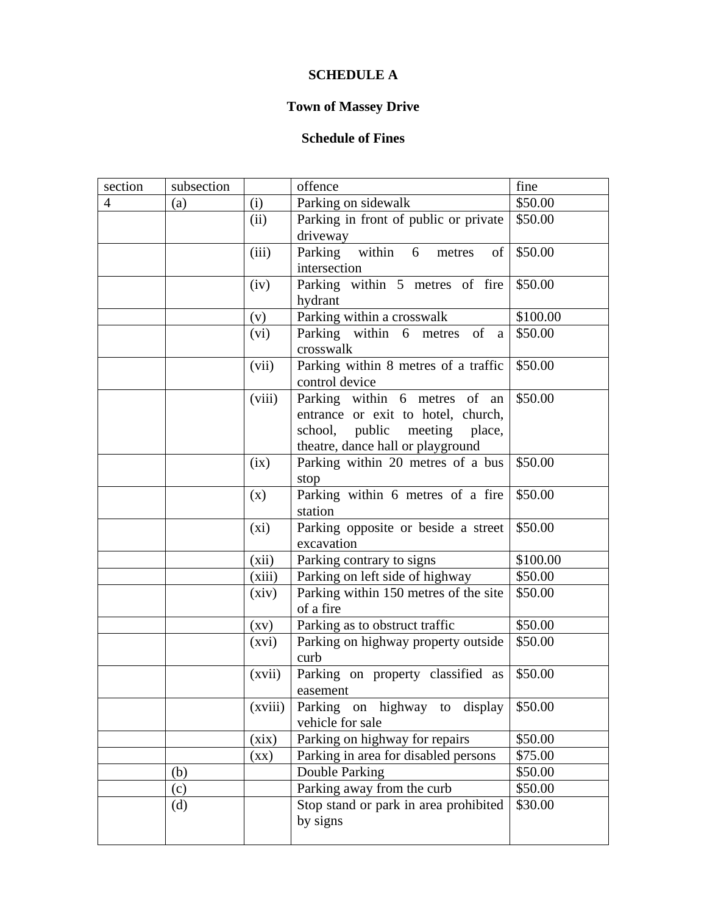**SCHEDULE A**

**Town of Massey Drive**

**Schedule of Fines**

| section | subsection | | offence | fine |
|---|---|---|---|---|
| 4 | (a) | (i) | Parking on sidewalk | $50.00 |
| | | (ii) | Parking in front of public or private driveway | $50.00 |
| | | (iii) | Parking within 6 metres of intersection | $50.00 |
| | | (iv) | Parking within 5 metres of fire hydrant | $50.00 |
| | | (v) | Parking within a crosswalk | $100.00 |
| | | (vi) | Parking within 6 metres of a crosswalk | $50.00 |
| | | (vii) | Parking within 8 metres of a traffic control device | $50.00 |
| | | (viii) | Parking within 6 metres of an entrance or exit to hotel, church, school, public meeting place, theatre, dance hall or playground | $50.00 |
| | | (ix) | Parking within 20 metres of a bus stop | $50.00 |
| | | (x) | Parking within 6 metres of a fire station | $50.00 |
| | | (xi) | Parking opposite or beside a street excavation | $50.00 |
| | | (xii) | Parking contrary to signs | $100.00 |
| | | (xiii) | Parking on left side of highway | $50.00 |
| | | (xiv) | Parking within 150 metres of the site of a fire | $50.00 |
| | | (xv) | Parking as to obstruct traffic | $50.00 |
| | | (xvi) | Parking on highway property outside curb | $50.00 |
| | | (xvii) | Parking on property classified as easement | $50.00 |
| | | (xviii) | Parking on highway to display vehicle for sale | $50.00 |
| | | (xix) | Parking on highway for repairs | $50.00 |
| | | (xx) | Parking in area for disabled persons | $75.00 |
| | (b) | | Double Parking | $50.00 |
| | (c) | | Parking away from the curb | $50.00 |
| | (d) | | Stop stand or park in area prohibited by signs | $30.00 |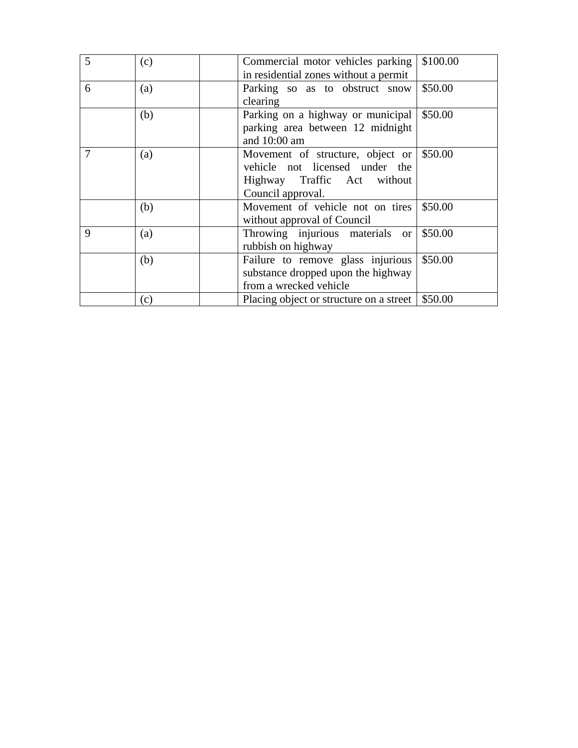| | | | | |
|---|---|---|---|---|
| 5 | (c) | | Commercial motor vehicles parking in residential zones without a permit | $100.00 |
| 6 | (a) | | Parking so as to obstruct snow clearing | $50.00 |
| | (b) | | Parking on a highway or municipal parking area between 12 midnight and 10:00 am | $50.00 |
| 7 | (a) | | Movement of structure, object or vehicle not licensed under the Highway Traffic Act without Council approval. | $50.00 |
| | (b) | | Movement of vehicle not on tires without approval of Council | $50.00 |
| 9 | (a) | | Throwing injurious materials or rubbish on highway | $50.00 |
| | (b) | | Failure to remove glass injurious substance dropped upon the highway from a wrecked vehicle | $50.00 |
| | (c) | | Placing object or structure on a street | $50.00 |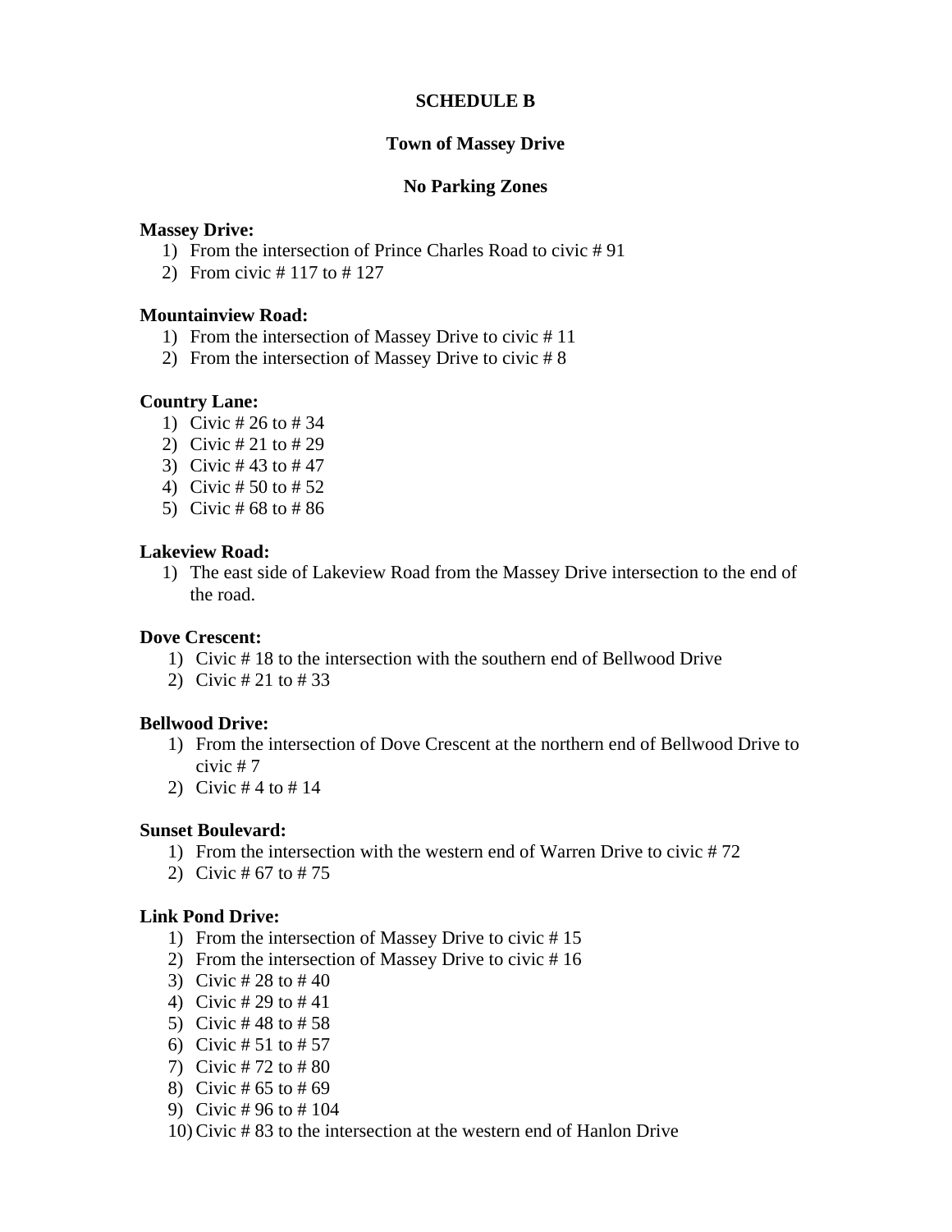**SCHEDULE B**

**Town of Massey Drive**

**No Parking Zones**

**Massey Drive:**

1) From the intersection of Prince Charles Road to civic # 91
2) From civic # 117 to # 127

**Mountainview Road:**

1) From the intersection of Massey Drive to civic # 11
2) From the intersection of Massey Drive to civic # 8

**Country Lane:**

1) Civic # 26 to # 34
2) Civic # 21 to # 29
3) Civic # 43 to # 47
4) Civic # 50 to # 52
5) Civic # 68 to # 86

**Lakeview Road:**

1) The east side of Lakeview Road from the Massey Drive intersection to the end of the road.

**Dove Crescent:**

1) Civic # 18 to the intersection with the southern end of Bellwood Drive
2) Civic # 21 to # 33

**Bellwood Drive:**

1) From the intersection of Dove Crescent at the northern end of Bellwood Drive to civic # 7
2) Civic # 4 to # 14

**Sunset Boulevard:**

1) From the intersection with the western end of Warren Drive to civic # 72
2) Civic # 67 to # 75

**Link Pond Drive:**

1) From the intersection of Massey Drive to civic # 15
2) From the intersection of Massey Drive to civic # 16
3) Civic # 28 to # 40
4) Civic # 29 to # 41
5) Civic # 48 to # 58
6) Civic # 51 to # 57
7) Civic # 72 to # 80
8) Civic # 65 to # 69
9) Civic # 96 to # 104
10) Civic # 83 to the intersection at the western end of Hanlon Drive